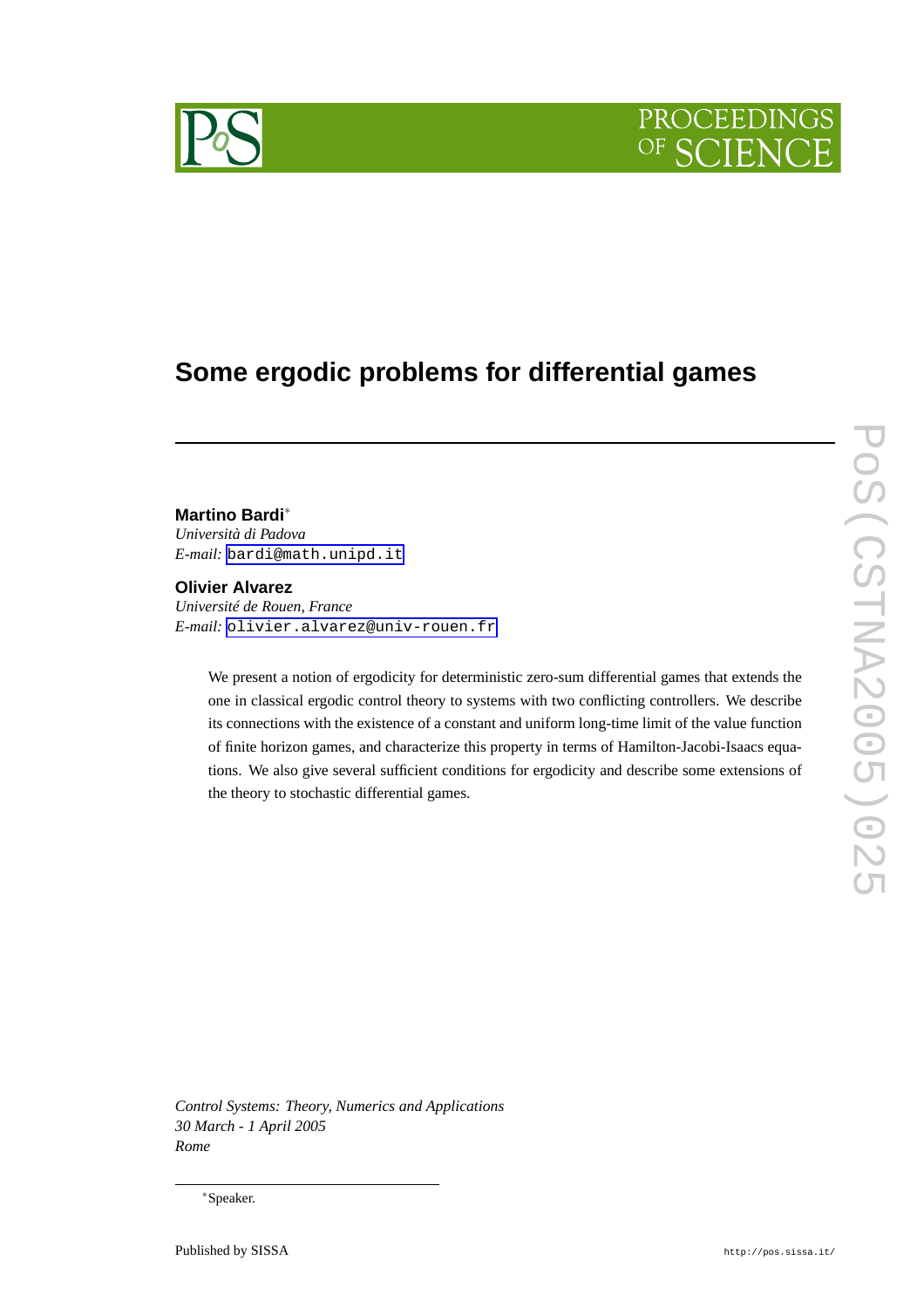# Some ergodic problems for differential games

**Martino Bardi***
*Università di Padova*
*E-mail:* bardi@math.unipd.it

**Olivier Alvarez**
*Université de Rouen, France*
*E-mail:* olivier.alvarez@univ-rouen.fr

We present a notion of ergodicity for deterministic zero-sum differential games that extends the one in classical ergodic control theory to systems with two conflicting controllers. We describe its connections with the existence of a constant and uniform long-time limit of the value function of finite horizon games, and characterize this property in terms of Hamilton-Jacobi-Isaacs equations. We also give several sufficient conditions for ergodicity and describe some extensions of the theory to stochastic differential games.

*Control Systems: Theory, Numerics and Applications*
*30 March - 1 April 2005*
*Rome*

*Speaker.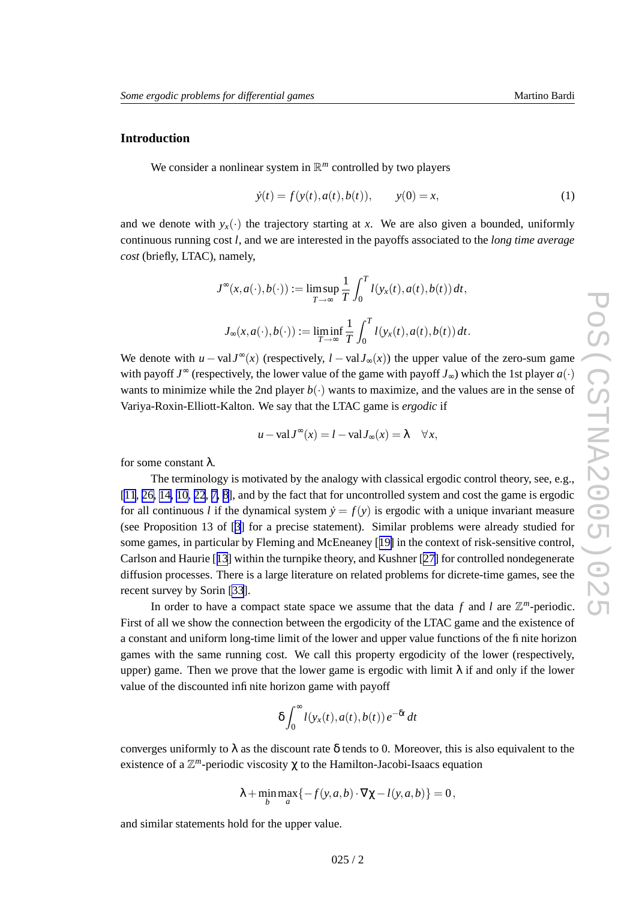## Introduction

We consider a nonlinear system in $\mathbb{R}^m$ controlled by two players

$$\dot{y}(t) = f(y(t), a(t), b(t)), \qquad y(0) = x, \tag{1}$$

and we denote with $y_x(\cdot)$ the trajectory starting at $x$. We are also given a bounded, uniformly continuous running cost $l$, and we are interested in the payoffs associated to the *long time average cost* (briefly, LTAC), namely,

$$J^\infty(x, a(\cdot), b(\cdot)) := \limsup_{T\to\infty} \frac{1}{T} \int_0^T l(y_x(t), a(t), b(t))\, dt,$$

$$J_\infty(x, a(\cdot), b(\cdot)) := \liminf_{T\to\infty} \frac{1}{T} \int_0^T l(y_x(t), a(t), b(t))\, dt.$$

We denote with $u-\operatorname{val} J^\infty(x)$ (respectively, $l-\operatorname{val} J_\infty(x)$) the upper value of the zero-sum game with payoff $J^\infty$ (respectively, the lower value of the game with payoff $J_\infty$) which the 1st player $a(\cdot)$ wants to minimize while the 2nd player $b(\cdot)$ wants to maximize, and the values are in the sense of Variya-Roxin-Elliott-Kalton. We say that the LTAC game is *ergodic* if

$$u-\operatorname{val} J^\infty(x) = l-\operatorname{val} J_\infty(x) = \lambda \quad \forall x,$$

for some constant $\lambda$.

The terminology is motivated by the analogy with classical ergodic control theory, see, e.g., [11, 26, 14, 10, 22, 7, 8], and by the fact that for uncontrolled system and cost the game is ergodic for all continuous $l$ if the dynamical system $\dot{y} = f(y)$ is ergodic with a unique invariant measure (see Proposition 13 of [3] for a precise statement). Similar problems were already studied for some games, in particular by Fleming and McEneaney [19] in the context of risk-sensitive control, Carlson and Haurie [13] within the turnpike theory, and Kushner [27] for controlled nondegenerate diffusion processes. There is a large literature on related problems for dicrete-time games, see the recent survey by Sorin [33].

In order to have a compact state space we assume that the data $f$ and $l$ are $\mathbb{Z}^m$-periodic. First of all we show the connection between the ergodicity of the LTAC game and the existence of a constant and uniform long-time limit of the lower and upper value functions of the finite horizon games with the same running cost. We call this property ergodicity of the lower (respectively, upper) game. Then we prove that the lower game is ergodic with limit $\lambda$ if and only if the lower value of the discounted infinite horizon game with payoff

$$\delta \int_0^\infty l(y_x(t), a(t), b(t))\, e^{-\delta t}\, dt$$

converges uniformly to $\lambda$ as the discount rate $\delta$ tends to 0. Moreover, this is also equivalent to the existence of a $\mathbb{Z}^m$-periodic viscosity $\chi$ to the Hamilton-Jacobi-Isaacs equation

$$\lambda + \min_b \max_a \{-f(y,a,b) \cdot \nabla\chi - l(y,a,b)\} = 0,$$

and similar statements hold for the upper value.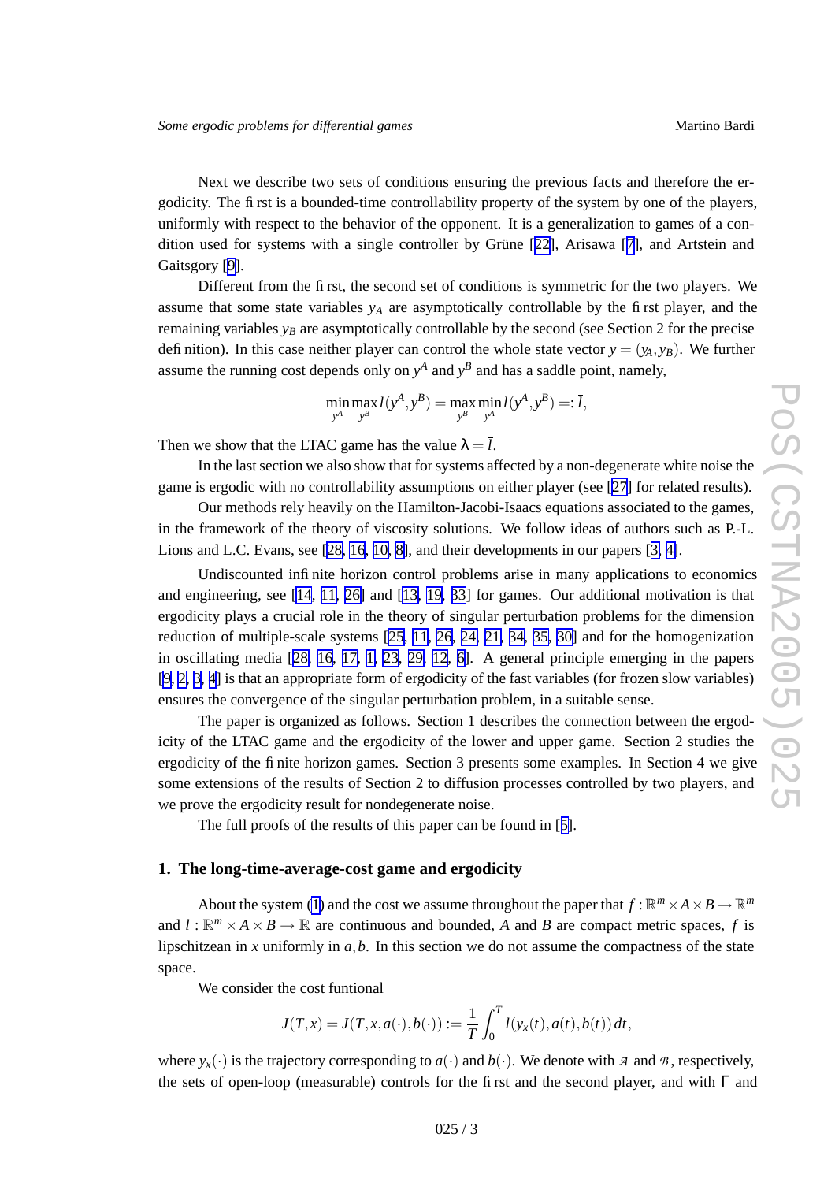Next we describe two sets of conditions ensuring the previous facts and therefore the ergodicity. The first is a bounded-time controllability property of the system by one of the players, uniformly with respect to the behavior of the opponent. It is a generalization to games of a condition used for systems with a single controller by Grüne [22], Arisawa [7], and Artstein and Gaitsgory [9].

Different from the first, the second set of conditions is symmetric for the two players. We assume that some state variables $y_A$ are asymptotically controllable by the first player, and the remaining variables $y_B$ are asymptotically controllable by the second (see Section 2 for the precise definition). In this case neither player can control the whole state vector $y = (y_A, y_B)$. We further assume the running cost depends only on $y^A$ and $y^B$ and has a saddle point, namely,

$$\min_{y^A} \max_{y^B} l(y^A, y^B) = \max_{y^B} \min_{y^A} l(y^A, y^B) =: \bar{l},$$

Then we show that the LTAC game has the value $\lambda = \bar{l}$.

In the last section we also show that for systems affected by a non-degenerate white noise the game is ergodic with no controllability assumptions on either player (see [27] for related results).

Our methods rely heavily on the Hamilton-Jacobi-Isaacs equations associated to the games, in the framework of the theory of viscosity solutions. We follow ideas of authors such as P.-L. Lions and L.C. Evans, see [28, 16, 10, 8], and their developments in our papers [3, 4].

Undiscounted infinite horizon control problems arise in many applications to economics and engineering, see [14, 11, 26] and [13, 19, 33] for games. Our additional motivation is that ergodicity plays a crucial role in the theory of singular perturbation problems for the dimension reduction of multiple-scale systems [25, 11, 26, 24, 21, 34, 35, 30] and for the homogenization in oscillating media [28, 16, 17, 1, 23, 29, 12, 6]. A general principle emerging in the papers [9, 2, 3, 4] is that an appropriate form of ergodicity of the fast variables (for frozen slow variables) ensures the convergence of the singular perturbation problem, in a suitable sense.

The paper is organized as follows. Section 1 describes the connection between the ergodicity of the LTAC game and the ergodicity of the lower and upper game. Section 2 studies the ergodicity of the finite horizon games. Section 3 presents some examples. In Section 4 we give some extensions of the results of Section 2 to diffusion processes controlled by two players, and we prove the ergodicity result for nondegenerate noise.

The full proofs of the results of this paper can be found in [5].

## 1. The long-time-average-cost game and ergodicity

About the system (1) and the cost we assume throughout the paper that $f : \mathbb{R}^m \times A \times B \to \mathbb{R}^m$ and $l : \mathbb{R}^m \times A \times B \to \mathbb{R}$ are continuous and bounded, $A$ and $B$ are compact metric spaces, $f$ is lipschitzean in $x$ uniformly in $a, b$. In this section we do not assume the compactness of the state space.

We consider the cost funtional

$$J(T,x) = J(T,x,a(\cdot),b(\cdot)) := \frac{1}{T}\int_0^T l(y_x(t),a(t),b(t))\,dt,$$

where $y_x(\cdot)$ is the trajectory corresponding to $a(\cdot)$ and $b(\cdot)$. We denote with $\mathcal{A}$ and $\mathcal{B}$, respectively, the sets of open-loop (measurable) controls for the first and the second player, and with $\Gamma$ and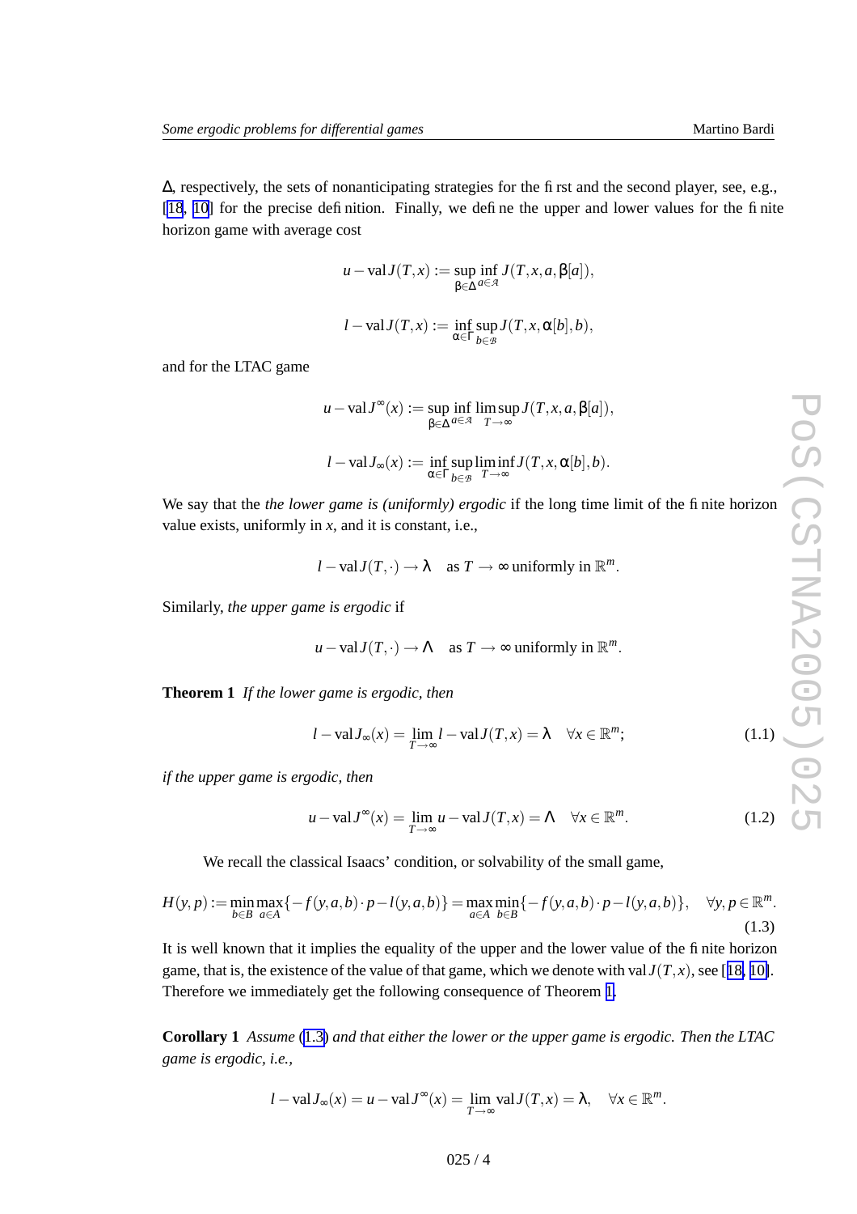$\Delta$, respectively, the sets of nonanticipating strategies for the first and the second player, see, e.g., [18, 10] for the precise definition. Finally, we define the upper and lower values for the finite horizon game with average cost

$$u-\text{val}\, J(T,x) := \sup_{\beta\in\Delta} \inf_{a\in\mathcal{A}} J(T,x,a,\beta[a]),$$

$$l-\text{val}\, J(T,x) := \inf_{\alpha\in\Gamma} \sup_{b\in\mathcal{B}} J(T,x,\alpha[b],b),$$

and for the LTAC game

$$u-\text{val}\, J^{\infty}(x) := \sup_{\beta\in\Delta} \inf_{a\in\mathcal{A}} \limsup_{T\to\infty} J(T,x,a,\beta[a]),$$

$$l-\text{val}\, J_{\infty}(x) := \inf_{\alpha\in\Gamma} \sup_{b\in\mathcal{B}} \liminf_{T\to\infty} J(T,x,\alpha[b],b).$$

We say that the *the lower game is (uniformly) ergodic* if the long time limit of the finite horizon value exists, uniformly in $x$, and it is constant, i.e.,

$$l-\text{val}\, J(T,\cdot) \to \lambda \quad \text{as } T\to\infty \text{ uniformly in } \mathbb{R}^m.$$

Similarly, *the upper game is ergodic* if

$$u-\text{val}\, J(T,\cdot) \to \Lambda \quad \text{as } T\to\infty \text{ uniformly in } \mathbb{R}^m.$$

**Theorem 1** *If the lower game is ergodic, then*

$$l-\text{val}\, J_{\infty}(x) = \lim_{T\to\infty} l-\text{val}\, J(T,x) = \lambda \quad \forall x\in\mathbb{R}^m; \tag{1.1}$$

*if the upper game is ergodic, then*

$$u-\text{val}\, J^{\infty}(x) = \lim_{T\to\infty} u-\text{val}\, J(T,x) = \Lambda \quad \forall x\in\mathbb{R}^m. \tag{1.2}$$

We recall the classical Isaacs' condition, or solvability of the small game,

$$H(y,p) := \min_{b\in B}\max_{a\in A}\{-f(y,a,b)\cdot p - l(y,a,b)\} = \max_{a\in A}\min_{b\in B}\{-f(y,a,b)\cdot p - l(y,a,b)\}, \quad \forall y,p\in\mathbb{R}^m. \tag{1.3}$$

It is well known that it implies the equality of the upper and the lower value of the finite horizon game, that is, the existence of the value of that game, which we denote with $\text{val}\, J(T,x)$, see [18, 10]. Therefore we immediately get the following consequence of Theorem 1.

**Corollary 1** *Assume (1.3) and that either the lower or the upper game is ergodic. Then the LTAC game is ergodic, i.e.,*

$$l-\text{val}\, J_{\infty}(x) = u-\text{val}\, J^{\infty}(x) = \lim_{T\to\infty} \text{val}\, J(T,x) = \lambda, \quad \forall x\in\mathbb{R}^m.$$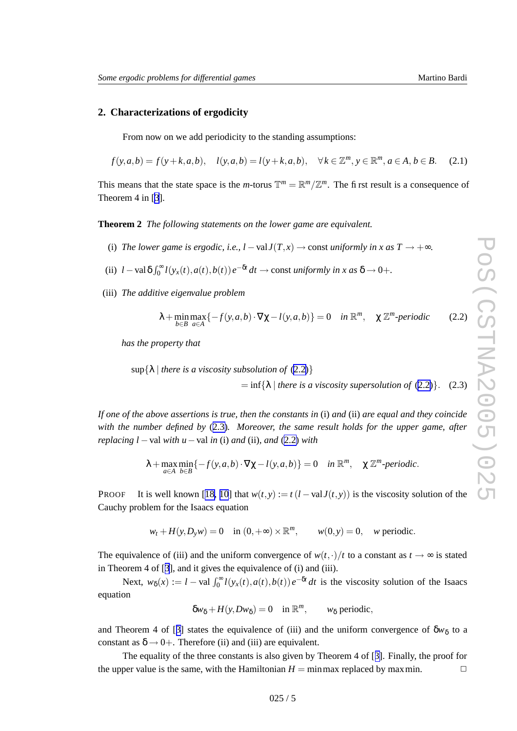## 2. Characterizations of ergodicity

From now on we add periodicity to the standing assumptions:

$$f(y,a,b) = f(y+k,a,b), \quad l(y,a,b) = l(y+k,a,b), \quad \forall k \in \mathbb{Z}^m, y \in \mathbb{R}^m, a \in A, b \in B. \tag{2.1}$$

This means that the state space is the $m$-torus $\mathbb{T}^m = \mathbb{R}^m/\mathbb{Z}^m$. The first result is a consequence of Theorem 4 in [3].

**Theorem 2** *The following statements on the lower game are equivalent.*

(i) *The lower game is ergodic, i.e.,* $l-\text{val}\, J(T,x) \to \text{const}$ *uniformly in* $x$ *as* $T \to +\infty$*.*

(ii) $l-\text{val}\, \delta \int_0^\infty l(y_x(t),a(t),b(t))\, e^{-\delta t}\, dt \to \text{const}$ *uniformly in* $x$ *as* $\delta \to 0+$*.*

(iii) *The additive eigenvalue problem*

$$\lambda + \min_{b\in B}\max_{a\in A}\{-f(y,a,b)\cdot\nabla\chi - l(y,a,b)\} = 0 \quad \text{in } \mathbb{R}^m, \quad \chi \ \mathbb{Z}^m\text{-periodic} \tag{2.2}$$

*has the property that*

$$\sup\{\lambda \mid \text{there is a viscosity subsolution of } (2.2)\} \\ = \inf\{\lambda \mid \text{there is a viscosity supersolution of } (2.2)\}. \tag{2.3}$$

*If one of the above assertions is true, then the constants in* (i) *and* (ii) *are equal and they coincide with the number defined by* (2.3)*. Moreover, the same result holds for the upper game, after replacing* $l-\text{val}$ *with* $u-\text{val}$ *in* (i) *and* (ii)*, and* (2.2) *with*

$$\lambda + \max_{a\in A}\min_{b\in B}\{-f(y,a,b)\cdot\nabla\chi - l(y,a,b)\} = 0 \quad \text{in } \mathbb{R}^m, \quad \chi \ \mathbb{Z}^m\text{-periodic}.$$

PROOF It is well known [18, 10] that $w(t,y) := t\,(l-\text{val}\, J(t,y))$ is the viscosity solution of the Cauchy problem for the Isaacs equation

$$w_t + H(y, D_y w) = 0 \quad \text{in } (0,+\infty)\times\mathbb{R}^m, \qquad w(0,y) = 0, \quad w \text{ periodic}.$$

The equivalence of (iii) and the uniform convergence of $w(t,\cdot)/t$ to a constant as $t \to \infty$ is stated in Theorem 4 of [3], and it gives the equivalence of (i) and (iii).

Next, $w_\delta(x) := l-\text{val}\, \int_0^\infty l(y_x(t),a(t),b(t))\, e^{-\delta t}\, dt$ is the viscosity solution of the Isaacs equation

$$\delta w_\delta + H(y, Dw_\delta) = 0 \quad \text{in } \mathbb{R}^m, \qquad w_\delta \text{ periodic},$$

and Theorem 4 of [3] states the equivalence of (iii) and the uniform convergence of $\delta w_\delta$ to a constant as $\delta \to 0+$. Therefore (ii) and (iii) are equivalent.

The equality of the three constants is also given by Theorem 4 of [3]. Finally, the proof for the upper value is the same, with the Hamiltonian $H = \min\max$ replaced by $\max\min$. □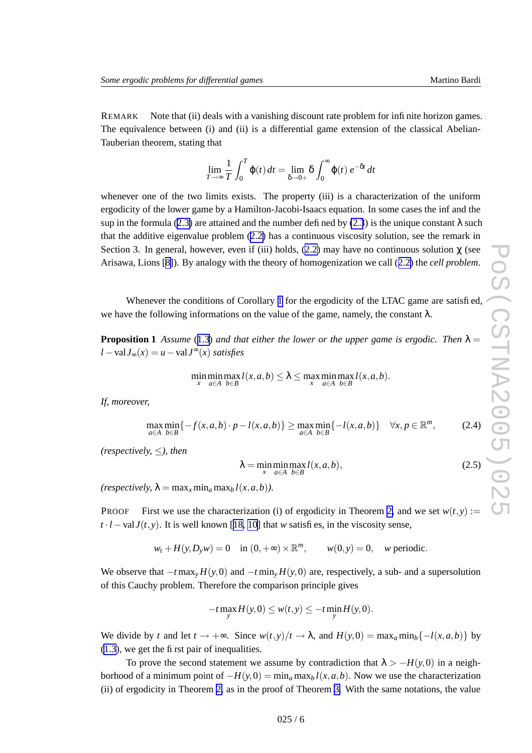REMARK Note that (ii) deals with a vanishing discount rate problem for infinite horizon games. The equivalence between (i) and (ii) is a differential game extension of the classical Abelian-Tauberian theorem, stating that

$$\lim_{T\to\infty}\frac{1}{T}\int_0^T \varphi(t)\,dt = \lim_{\delta\to 0+}\delta\int_0^\infty \varphi(t)\,e^{-\delta t}\,dt$$

whenever one of the two limits exists. The property (iii) is a characterization of the uniform ergodicity of the lower game by a Hamilton-Jacobi-Isaacs equation. In some cases the inf and the sup in the formula (2.3) are attained and the number defined by (2.3) is the unique constant $\lambda$ such that the additive eigenvalue problem (2.2) has a continuous viscosity solution, see the remark in Section 3. In general, however, even if (iii) holds, (2.2) may have no continuous solution $\chi$ (see Arisawa, Lions [8]). By analogy with the theory of homogenization we call (2.2) the *cell problem*.

Whenever the conditions of Corollary 1 for the ergodicity of the LTAC game are satisfied, we have the following informations on the value of the game, namely, the constant $\lambda$.

**Proposition 1** *Assume (1.3) and that either the lower or the upper game is ergodic. Then* $\lambda = l-\mathrm{val}\,J_\infty(x) = u-\mathrm{val}\,J^\infty(x)$ *satisfies*

$$\min_x \min_{a\in A}\max_{b\in B} l(x,a,b) \le \lambda \le \max_x \min_{a\in A}\max_{b\in B} l(x,a,b).$$

*If, moreover,*

$$\max_{a\in A}\min_{b\in B}\{-f(x,a,b)\cdot p - l(x,a,b)\} \ge \max_{a\in A}\min_{b\in B}\{-l(x,a,b)\} \quad \forall x,p\in\mathbb{R}^m, \tag{2.4}$$

*(respectively, $\le$), then*

$$\lambda = \min_x \min_{a\in A}\max_{b\in B} l(x,a,b), \tag{2.5}$$

*(respectively, $\lambda = \max_x \min_a \max_b l(x,a,b)$).*

PROOF First we use the characterization (i) of ergodicity in Theorem 2, and we set $w(t,y) := t\cdot l-\mathrm{val}\,J(t,y)$. It is well known [18, 10] that $w$ satisfies, in the viscosity sense,

$$w_t + H(y,D_y w) = 0 \quad \text{in } (0,+\infty)\times\mathbb{R}^m, \qquad w(0,y)=0, \quad w \text{ periodic}.$$

We observe that $-t\max_y H(y,0)$ and $-t\min_y H(y,0)$ are, respectively, a sub- and a supersolution of this Cauchy problem. Therefore the comparison principle gives

$$-t\max_y H(y,0) \le w(t,y) \le -t\min_y H(y,0).$$

We divide by $t$ and let $t\to+\infty$. Since $w(t,y)/t \to \lambda$, and $H(y,0) = \max_a \min_b\{-l(x,a,b)\}$ by (1.3), we get the first pair of inequalities.

To prove the second statement we assume by contradiction that $\lambda > -H(y,0)$ in a neighborhood of a minimum point of $-H(y,0) = \min_a \max_b l(x,a,b)$. Now we use the characterization (ii) of ergodicity in Theorem 2, as in the proof of Theorem 3. With the same notations, the value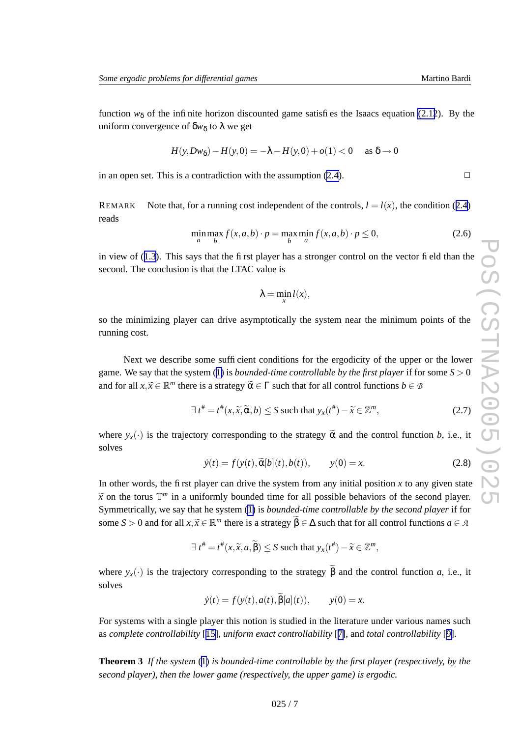function $w_\delta$ of the infinite horizon discounted game satisfies the Isaacs equation (2.12). By the uniform convergence of $\delta w_\delta$ to $\lambda$ we get

$$H(y, Dw_\delta) - H(y,0) = -\lambda - H(y,0) + o(1) < 0 \quad \text{ as } \delta \to 0$$

in an open set. This is a contradiction with the assumption (2.4). □

REMARK  Note that, for a running cost independent of the controls, $l = l(x)$, the condition (2.4) reads

$$\min_a \max_b f(x,a,b) \cdot p = \max_b \min_a f(x,a,b) \cdot p \leq 0, \tag{2.6}$$

in view of (1.3). This says that the first player has a stronger control on the vector field than the second. The conclusion is that the LTAC value is

$$\lambda = \min_x l(x),$$

so the minimizing player can drive asymptotically the system near the minimum points of the running cost.

Next we describe some sufficient conditions for the ergodicity of the upper or the lower game. We say that the system (1) is *bounded-time controllable by the first player* if for some $S > 0$ and for all $x, \widetilde{x} \in \mathbb{R}^m$ there is a strategy $\widetilde{\alpha} \in \Gamma$ such that for all control functions $b \in \mathcal{B}$

$$\exists\, t^\# = t^\#(x, \widetilde{x}, \widetilde{\alpha}, b) \leq S \text{ such that } y_x(t^\#) - \widetilde{x} \in \mathbb{Z}^m, \tag{2.7}$$

where $y_x(\cdot)$ is the trajectory corresponding to the strategy $\widetilde{\alpha}$ and the control function $b$, i.e., it solves

$$\dot{y}(t) = f(y(t), \widetilde{\alpha}[b](t), b(t)), \qquad y(0) = x. \tag{2.8}$$

In other words, the first player can drive the system from any initial position $x$ to any given state $\widetilde{x}$ on the torus $\mathbb{T}^m$ in a uniformly bounded time for all possible behaviors of the second player. Symmetrically, we say that he system (1) is *bounded-time controllable by the second player* if for some $S > 0$ and for all $x, \widetilde{x} \in \mathbb{R}^m$ there is a strategy $\widetilde{\beta} \in \Delta$ such that for all control functions $a \in \mathcal{A}$

$$\exists\, t^\# = t^\#(x, \widetilde{x}, a, \widetilde{\beta}) \leq S \text{ such that } y_x(t^\#) - \widetilde{x} \in \mathbb{Z}^m,$$

where $y_x(\cdot)$ is the trajectory corresponding to the strategy $\widetilde{\beta}$ and the control function $a$, i.e., it solves

$$\dot{y}(t) = f(y(t), a(t), \widetilde{\beta}[a](t)), \qquad y(0) = x.$$

For systems with a single player this notion is studied in the literature under various names such as *complete controllability* [15], *uniform exact controllability* [7], and *total controllability* [9].

**Theorem 3** *If the system (1) is bounded-time controllable by the first player (respectively, by the second player), then the lower game (respectively, the upper game) is ergodic.*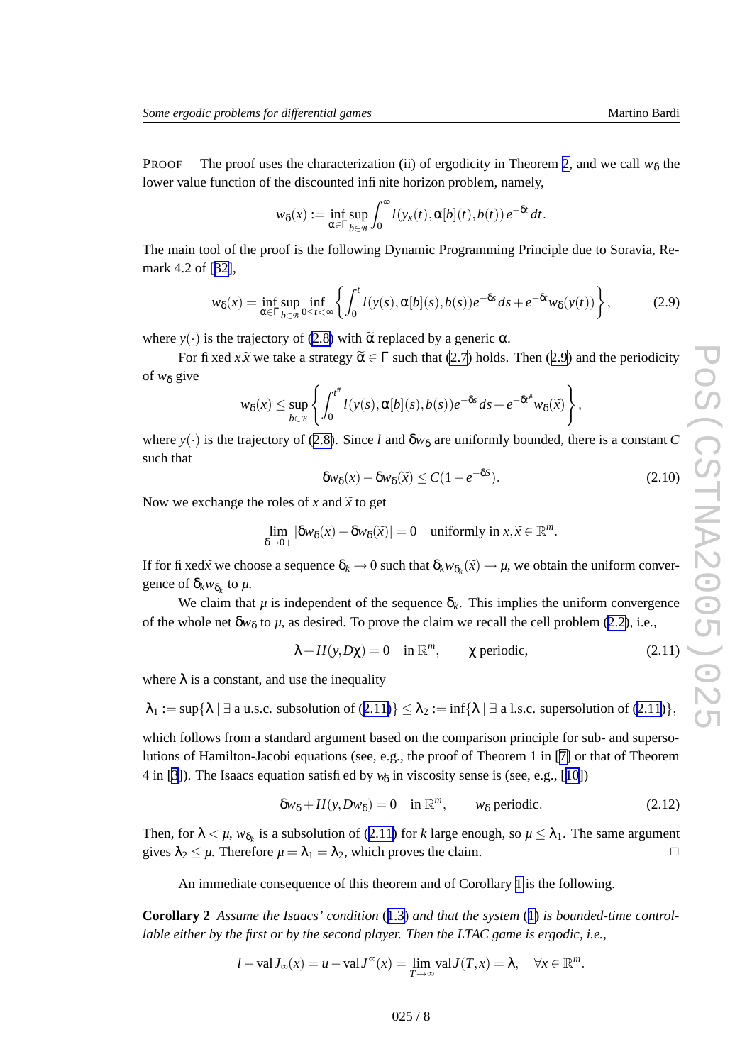PROOF The proof uses the characterization (ii) of ergodicity in Theorem 2, and we call $w_\delta$ the lower value function of the discounted infinite horizon problem, namely,

$$w_\delta(x) := \inf_{\alpha\in\Gamma}\sup_{b\in\mathcal{B}}\int_0^\infty l(y_x(t),\alpha[b](t),b(t))\,e^{-\delta t}\,dt.$$

The main tool of the proof is the following Dynamic Programming Principle due to Soravia, Remark 4.2 of [32],

$$w_\delta(x) = \inf_{\alpha\in\Gamma}\sup_{b\in\mathcal{B}}\inf_{0\le t<\infty}\left\{\int_0^t l(y(s),\alpha[b](s),b(s))e^{-\delta s}\,ds + e^{-\delta t}w_\delta(y(t))\right\}, \tag{2.9}$$

where $y(\cdot)$ is the trajectory of (2.8) with $\tilde{\alpha}$ replaced by a generic $\alpha$.

For fixed $x\tilde{x}$ we take a strategy $\tilde{\alpha}\in\Gamma$ such that (2.7) holds. Then (2.9) and the periodicity of $w_\delta$ give

$$w_\delta(x) \le \sup_{b\in\mathcal{B}}\left\{\int_0^{t^\#} l(y(s),\alpha[b](s),b(s))e^{-\delta s}\,ds + e^{-\delta t^\#}w_\delta(\tilde{x})\right\},$$

where $y(\cdot)$ is the trajectory of (2.8). Since $l$ and $\delta w_\delta$ are uniformly bounded, there is a constant $C$ such that

$$\delta w_\delta(x) - \delta w_\delta(\tilde{x}) \le C(1-e^{-\delta S}). \tag{2.10}$$

Now we exchange the roles of $x$ and $\tilde{x}$ to get

$$\lim_{\delta\to 0+}|\delta w_\delta(x) - \delta w_\delta(\tilde{x})| = 0 \quad \text{uniformly in } x,\tilde{x}\in\mathbb{R}^m.$$

If for fixed $\tilde{x}$ we choose a sequence $\delta_k\to 0$ such that $\delta_k w_{\delta_k}(\tilde{x})\to\mu$, we obtain the uniform convergence of $\delta_k w_{\delta_k}$ to $\mu$.

We claim that $\mu$ is independent of the sequence $\delta_k$. This implies the uniform convergence of the whole net $\delta w_\delta$ to $\mu$, as desired. To prove the claim we recall the cell problem (2.2), i.e.,

$$\lambda + H(y,D\chi) = 0 \quad \text{in } \mathbb{R}^m, \qquad \chi \text{ periodic}, \tag{2.11}$$

where $\lambda$ is a constant, and use the inequality

$$\lambda_1 := \sup\{\lambda \mid \exists \text{ a u.s.c. subsolution of (2.11)}\} \le \lambda_2 := \inf\{\lambda \mid \exists \text{ a l.s.c. supersolution of (2.11)}\},$$

which follows from a standard argument based on the comparison principle for sub- and supersolutions of Hamilton-Jacobi equations (see, e.g., the proof of Theorem 1 in [7] or that of Theorem 4 in [3]). The Isaacs equation satisfied by $w_\delta$ in viscosity sense is (see, e.g., [10])

$$\delta w_\delta + H(y,Dw_\delta) = 0 \quad \text{in } \mathbb{R}^m, \qquad w_\delta \text{ periodic}. \tag{2.12}$$

Then, for $\lambda<\mu$, $w_{\delta_k}$ is a subsolution of (2.11) for $k$ large enough, so $\mu\le\lambda_1$. The same argument gives $\lambda_2\le\mu$. Therefore $\mu=\lambda_1=\lambda_2$, which proves the claim. □

An immediate consequence of this theorem and of Corollary 1 is the following.

**Corollary 2** *Assume the Isaacs' condition (1.3) and that the system (1) is bounded-time controllable either by the first or by the second player. Then the LTAC game is ergodic, i.e.,*

$$l-\mathrm{val}\,J_\infty(x) = u-\mathrm{val}\,J^\infty(x) = \lim_{T\to\infty}\mathrm{val}\,J(T,x) = \lambda, \quad \forall x\in\mathbb{R}^m.$$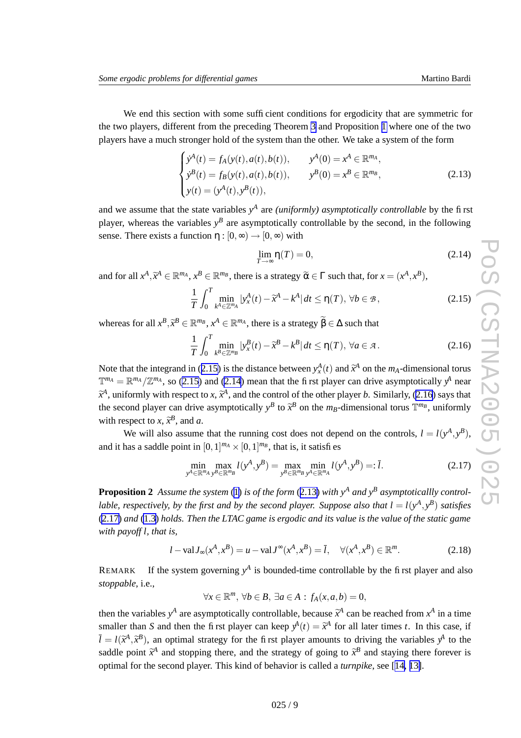We end this section with some sufficient conditions for ergodicity that are symmetric for the two players, different from the preceding Theorem 3 and Proposition 1 where one of the two players have a much stronger hold of the system than the other. We take a system of the form

$$\begin{cases} \dot{y}^A(t) = f_A(y(t), a(t), b(t)), & y^A(0) = x^A \in \mathbb{R}^{m_A}, \\ \dot{y}^B(t) = f_B(y(t), a(t), b(t)), & y^B(0) = x^B \in \mathbb{R}^{m_B}, \\ y(t) = (y^A(t), y^B(t)), \end{cases} \tag{2.13}$$

and we assume that the state variables $y^A$ are *(uniformly) asymptotically controllable* by the first player, whereas the variables $y^B$ are asymptotically controllable by the second, in the following sense. There exists a function $\eta : [0,\infty) \to [0,\infty)$ with

$$\lim_{T\to\infty} \eta(T) = 0, \tag{2.14}$$

and for all $x^A, \tilde{x}^A \in \mathbb{R}^{m_A}$, $x^B \in \mathbb{R}^{m_B}$, there is a strategy $\tilde{\alpha} \in \Gamma$ such that, for $x = (x^A, x^B)$,

$$\frac{1}{T}\int_0^T \min_{k^A \in \mathbb{Z}^{m_A}} |y_x^A(t) - \tilde{x}^A - k^A|\, dt \le \eta(T), \ \forall b \in \mathcal{B}, \tag{2.15}$$

whereas for all $x^B, \tilde{x}^B \in \mathbb{R}^{m_B}$, $x^A \in \mathbb{R}^{m_A}$, there is a strategy $\tilde{\beta} \in \Delta$ such that

$$\frac{1}{T}\int_0^T \min_{k^B \in \mathbb{Z}^{m_B}} |y_x^B(t) - \tilde{x}^B - k^B|\, dt \le \eta(T), \ \forall a \in \mathcal{A}. \tag{2.16}$$

Note that the integrand in (2.15) is the distance between $y_x^A(t)$ and $\tilde{x}^A$ on the $m_A$-dimensional torus $\mathbb{T}^{m_A} = \mathbb{R}^{m_A}/\mathbb{Z}^{m_A}$, so (2.15) and (2.14) mean that the first player can drive asymptotically $y^A$ near $\tilde{x}^A$, uniformly with respect to $x$, $\tilde{x}^A$, and the control of the other player $b$. Similarly, (2.16) says that the second player can drive asymptotically $y^B$ to $\tilde{x}^B$ on the $m_B$-dimensional torus $\mathbb{T}^{m_B}$, uniformly with respect to $x$, $\tilde{x}^B$, and $a$.

We will also assume that the running cost does not depend on the controls, $l = l(y^A, y^B)$, and it has a saddle point in $[0,1]^{m_A} \times [0,1]^{m_B}$, that is, it satisfies

$$\min_{y^A \in \mathbb{R}^{m_A}} \max_{y^B \in \mathbb{R}^{m_B}} l(y^A, y^B) = \max_{y^B \in \mathbb{R}^{m_B}} \min_{y^A \in \mathbb{R}^{m_A}} l(y^A, y^B) =: \bar{l}. \tag{2.17}$$

**Proposition 2** *Assume the system (1) is of the form (2.13) with $y^A$ and $y^B$ asymptoticallly controllable, respectively, by the first and by the second player. Suppose also that $l = l(y^A, y^B)$ satisfies (2.17) and (1.3) holds. Then the LTAC game is ergodic and its value is the value of the static game with payoff $l$, that is,*

$$l - \mathrm{val}\, J_\infty(x^A, x^B) = u - \mathrm{val}\, J^\infty(x^A, x^B) = \bar{l}, \quad \forall (x^A, x^B) \in \mathbb{R}^m. \tag{2.18}$$

REMARK  If the system governing $y^A$ is bounded-time controllable by the first player and also *stoppable*, i.e.,

$$\forall x \in \mathbb{R}^m,\ \forall b \in B,\ \exists a \in A : \ f_A(x, a, b) = 0,$$

then the variables $y^A$ are asymptotically controllable, because $\tilde{x}^A$ can be reached from $x^A$ in a time smaller than $S$ and then the first player can keep $y^A(t) = \tilde{x}^A$ for all later times $t$. In this case, if $\bar{l} = l(\tilde{x}^A, \tilde{x}^B)$, an optimal strategy for the first player amounts to driving the variables $y^A$ to the saddle point $\tilde{x}^A$ and stopping there, and the strategy of going to $\tilde{x}^B$ and staying there forever is optimal for the second player. This kind of behavior is called a *turnpike*, see [14, 13].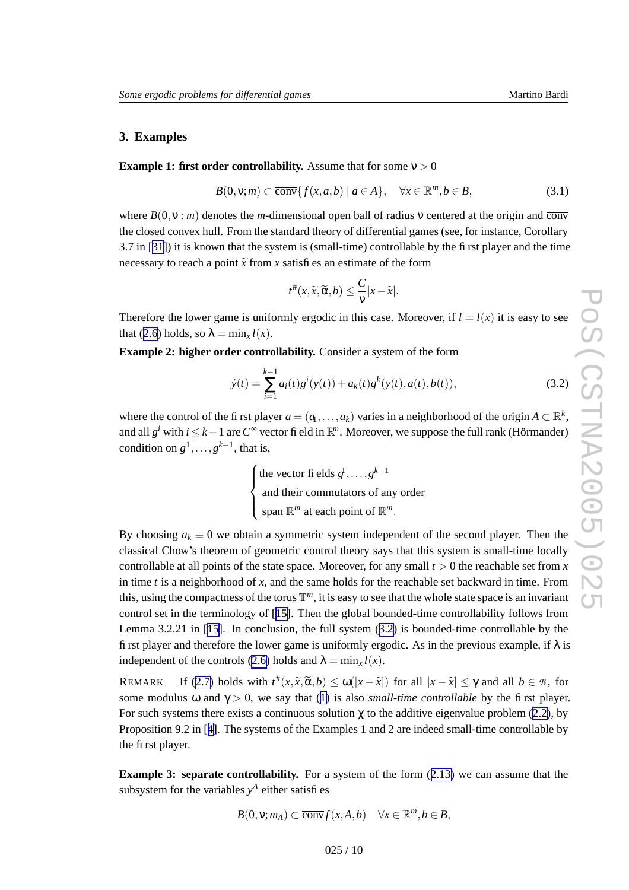## 3. Examples

**Example 1: first order controllability.** Assume that for some $\nu > 0$

$$B(0,\nu;m) \subset \overline{\text{conv}}\{f(x,a,b) \mid a \in A\}, \quad \forall x \in \mathbb{R}^m, b \in B, \tag{3.1}$$

where $B(0,\nu : m)$ denotes the $m$-dimensional open ball of radius $\nu$ centered at the origin and $\overline{\text{conv}}$ the closed convex hull. From the standard theory of differential games (see, for instance, Corollary 3.7 in [31]) it is known that the system is (small-time) controllable by the first player and the time necessary to reach a point $\tilde{x}$ from $x$ satisfies an estimate of the form

$$t^{\#}(x,\tilde{x},\tilde{\alpha},b) \leq \frac{C}{\nu}|x-\tilde{x}|.$$

Therefore the lower game is uniformly ergodic in this case. Moreover, if $l = l(x)$ it is easy to see that (2.6) holds, so $\lambda = \min_x l(x)$.

**Example 2: higher order controllability.** Consider a system of the form

$$\dot{y}(t) = \sum_{i=1}^{k-1} a_i(t) g^i(y(t)) + a_k(t) g^k(y(t),a(t),b(t)), \tag{3.2}$$

where the control of the first player $a = (a_1,\dots,a_k)$ varies in a neighborhood of the origin $A \subset \mathbb{R}^k$, and all $g^i$ with $i \leq k-1$ are $C^\infty$ vector field in $\mathbb{R}^m$. Moreover, we suppose the full rank (Hörmander) condition on $g^1,\dots,g^{k-1}$, that is,

$$\begin{cases} \text{the vector fields } g^1,\dots,g^{k-1} \\ \text{and their commutators of any order} \\ \text{span } \mathbb{R}^m \text{ at each point of } \mathbb{R}^m. \end{cases}$$

By choosing $a_k \equiv 0$ we obtain a symmetric system independent of the second player. Then the classical Chow's theorem of geometric control theory says that this system is small-time locally controllable at all points of the state space. Moreover, for any small $t > 0$ the reachable set from $x$ in time $t$ is a neighborhood of $x$, and the same holds for the reachable set backward in time. From this, using the compactness of the torus $\mathbb{T}^m$, it is easy to see that the whole state space is an invariant control set in the terminology of [15]. Then the global bounded-time controllability follows from Lemma 3.2.21 in [15]. In conclusion, the full system (3.2) is bounded-time controllable by the first player and therefore the lower game is uniformly ergodic. As in the previous example, if $\lambda$ is independent of the controls (2.6) holds and $\lambda = \min_x l(x)$.

REMARK If (2.7) holds with $t^{\#}(x,\tilde{x},\tilde{\alpha},b) \leq \omega(|x-\tilde{x}|)$ for all $|x-\tilde{x}| \leq \gamma$ and all $b \in \mathcal{B}$, for some modulus $\omega$ and $\gamma > 0$, we say that (1) is also *small-time controllable* by the first player. For such systems there exists a continuous solution $\chi$ to the additive eigenvalue problem (2.2), by Proposition 9.2 in [4]. The systems of the Examples 1 and 2 are indeed small-time controllable by the first player.

**Example 3: separate controllability.** For a system of the form (2.13) we can assume that the subsystem for the variables $y^A$ either satisfies

$$B(0,\nu;m_A) \subset \overline{\text{conv}}\, f(x,A,b) \quad \forall x \in \mathbb{R}^m, b \in B,$$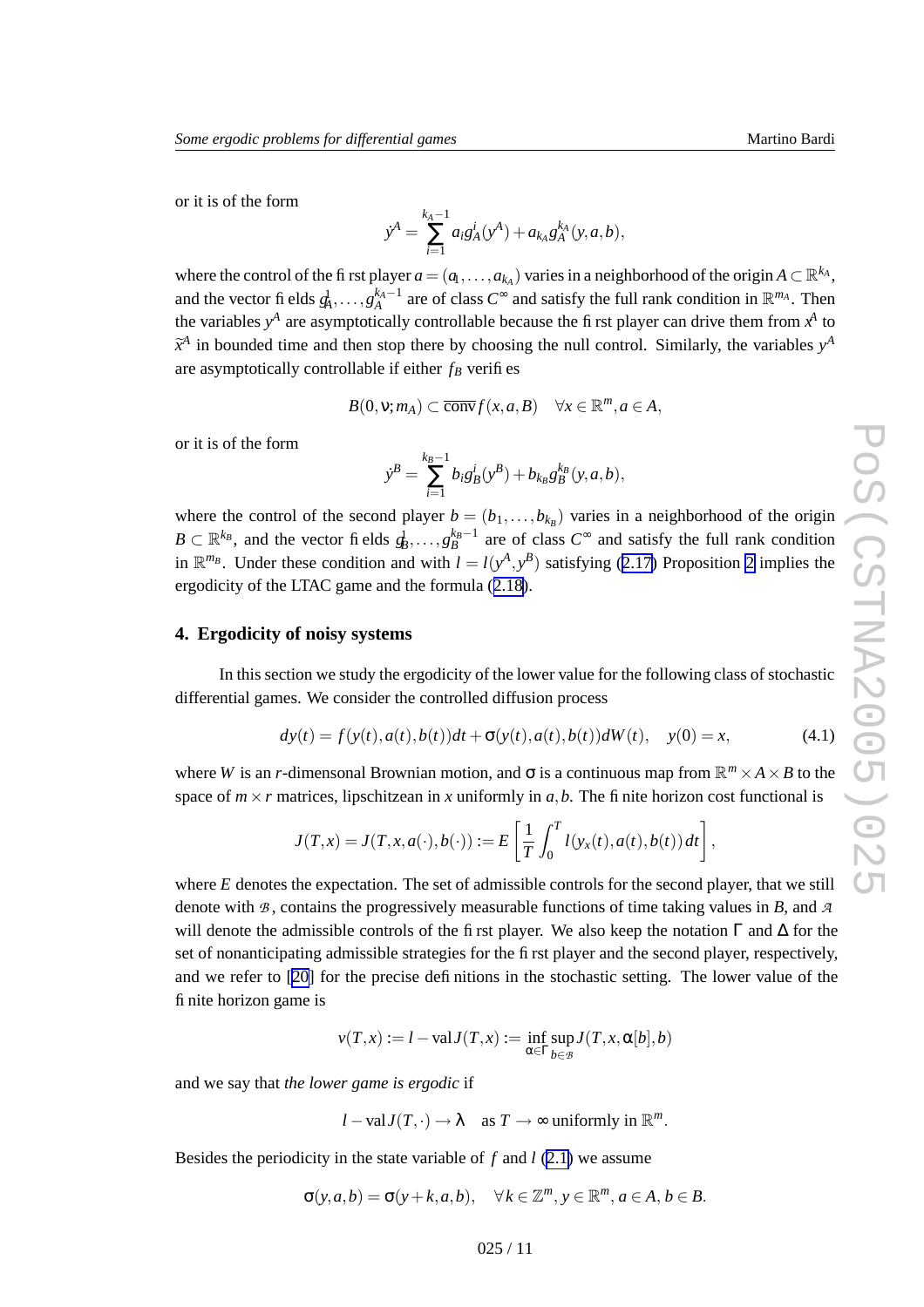or it is of the form

$$\dot{y}^A = \sum_{i=1}^{k_A - 1} a_i g_A^i(y^A) + a_{k_A} g_A^{k_A}(y, a, b),$$

where the control of the first player $a = (a_1, \dots, a_{k_A})$ varies in a neighborhood of the origin $A \subset \mathbb{R}^{k_A}$, and the vector fields $g_A^1, \dots, g_A^{k_A - 1}$ are of class $C^\infty$ and satisfy the full rank condition in $\mathbb{R}^{m_A}$. Then the variables $y^A$ are asymptotically controllable because the first player can drive them from $x^A$ to $\tilde{x}^A$ in bounded time and then stop there by choosing the null control. Similarly, the variables $y^A$ are asymptotically controllable if either $f_B$ verifies

$$B(0, \nu; m_A) \subset \overline{\text{conv}}\, f(x, a, B) \quad \forall x \in \mathbb{R}^m, a \in A,$$

or it is of the form

$$\dot{y}^B = \sum_{i=1}^{k_B - 1} b_i g_B^i(y^B) + b_{k_B} g_B^{k_B}(y, a, b),$$

where the control of the second player $b = (b_1, \dots, b_{k_B})$ varies in a neighborhood of the origin $B \subset \mathbb{R}^{k_B}$, and the vector fields $g_B^1, \dots, g_B^{k_B - 1}$ are of class $C^\infty$ and satisfy the full rank condition in $\mathbb{R}^{m_B}$. Under these condition and with $l = l(y^A, y^B)$ satisfying (2.17) Proposition 2 implies the ergodicity of the LTAC game and the formula (2.18).

## 4. Ergodicity of noisy systems

In this section we study the ergodicity of the lower value for the following class of stochastic differential games. We consider the controlled diffusion process

$$dy(t) = f(y(t), a(t), b(t))dt + \sigma(y(t), a(t), b(t))dW(t), \quad y(0) = x, \tag{4.1}$$

where $W$ is an $r$-dimensonal Brownian motion, and $\sigma$ is a continuous map from $\mathbb{R}^m \times A \times B$ to the space of $m \times r$ matrices, lipschitzean in $x$ uniformly in $a, b$. The finite horizon cost functional is

$$J(T, x) = J(T, x, a(\cdot), b(\cdot)) := E\left[\frac{1}{T}\int_0^T l(y_x(t), a(t), b(t))\, dt\right],$$

where $E$ denotes the expectation. The set of admissible controls for the second player, that we still denote with $\mathcal{B}$, contains the progressively measurable functions of time taking values in $B$, and $\mathcal{A}$ will denote the admissible controls of the first player. We also keep the notation $\Gamma$ and $\Delta$ for the set of nonanticipating admissible strategies for the first player and the second player, respectively, and we refer to [20] for the precise definitions in the stochastic setting. The lower value of the finite horizon game is

$$v(T, x) := l - \text{val}\, J(T, x) := \inf_{\alpha \in \Gamma} \sup_{b \in \mathcal{B}} J(T, x, \alpha[b], b)$$

and we say that *the lower game is ergodic* if

$$l - \text{val}\, J(T, \cdot) \to \lambda \quad \text{as } T \to \infty \text{ uniformly in } \mathbb{R}^m.$$

Besides the periodicity in the state variable of $f$ and $l$ (2.1) we assume

$$\sigma(y, a, b) = \sigma(y + k, a, b), \quad \forall k \in \mathbb{Z}^m, y \in \mathbb{R}^m, a \in A, b \in B.$$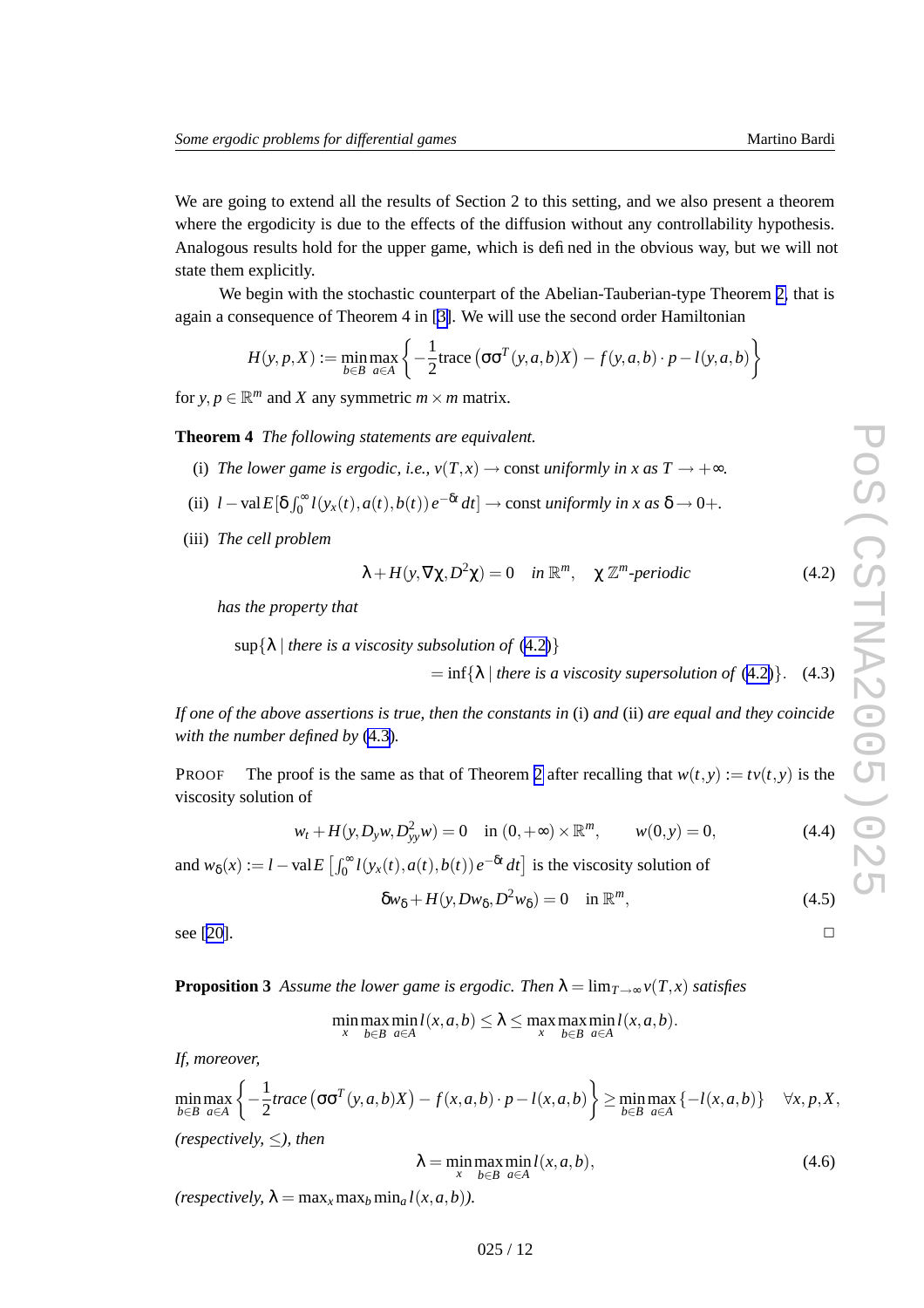We are going to extend all the results of Section 2 to this setting, and we also present a theorem where the ergodicity is due to the effects of the diffusion without any controllability hypothesis. Analogous results hold for the upper game, which is defined in the obvious way, but we will not state them explicitly.

We begin with the stochastic counterpart of the Abelian-Tauberian-type Theorem 2, that is again a consequence of Theorem 4 in [3]. We will use the second order Hamiltonian

$$H(y,p,X) := \min_{b\in B}\max_{a\in A}\left\{-\frac{1}{2}\text{trace}\left(\sigma\sigma^T(y,a,b)X\right) - f(y,a,b)\cdot p - l(y,a,b)\right\}$$

for $y,p \in \mathbb{R}^m$ and $X$ any symmetric $m\times m$ matrix.

**Theorem 4** *The following statements are equivalent.*

(i) *The lower game is ergodic, i.e.,* $v(T,x) \to \text{const}$ *uniformly in* $x$ *as* $T \to +\infty$.

(ii) $l-\text{val}\,E[\delta\int_0^\infty l(y_x(t),a(t),b(t))\,e^{-\delta t}\,dt] \to \text{const}$ *uniformly in* $x$ *as* $\delta \to 0+$.

(iii) *The cell problem*

$$\lambda + H(y,\nabla\chi,D^2\chi) = 0 \quad \text{in } \mathbb{R}^m, \quad \chi\ \mathbb{Z}^m\text{-periodic} \tag{4.2}$$

*has the property that*

$$\sup\{\lambda \mid \text{there is a viscosity subsolution of (4.2)}\} = \inf\{\lambda \mid \text{there is a viscosity supersolution of (4.2)}\}. \tag{4.3}$$

*If one of the above assertions is true, then the constants in* (i) *and* (ii) *are equal and they coincide with the number defined by* (4.3).

PROOF The proof is the same as that of Theorem 2 after recalling that $w(t,y) := tv(t,y)$ is the viscosity solution of

$$w_t + H(y,D_yw,D^2_{yy}w) = 0 \quad \text{in } (0,+\infty)\times\mathbb{R}^m, \qquad w(0,y) = 0, \tag{4.4}$$

and $w_\delta(x) := l-\text{val}\,E\left[\int_0^\infty l(y_x(t),a(t),b(t))\,e^{-\delta t}\,dt\right]$ is the viscosity solution of

$$\delta w_\delta + H(y,Dw_\delta,D^2w_\delta) = 0 \quad \text{in } \mathbb{R}^m, \tag{4.5}$$

see [20]. □

**Proposition 3** *Assume the lower game is ergodic. Then* $\lambda = \lim_{T\to\infty} v(T,x)$ *satisfies*

$$\min_x \max_{b\in B}\min_{a\in A} l(x,a,b) \le \lambda \le \max_x \max_{b\in B}\min_{a\in A} l(x,a,b).$$

*If, moreover,*

$$\min_{b\in B}\max_{a\in A}\left\{-\frac{1}{2}\text{trace}\left(\sigma\sigma^T(y,a,b)X\right) - f(x,a,b)\cdot p - l(x,a,b)\right\} \ge \min_{b\in B}\max_{a\in A}\{-l(x,a,b)\} \quad \forall x,p,X,$$

*(respectively,* $\le$*), then*

$$\lambda = \min_x \max_{b\in B}\min_{a\in A} l(x,a,b), \tag{4.6}$$

*(respectively,* $\lambda = \max_x \max_b \min_a l(x,a,b)$*).*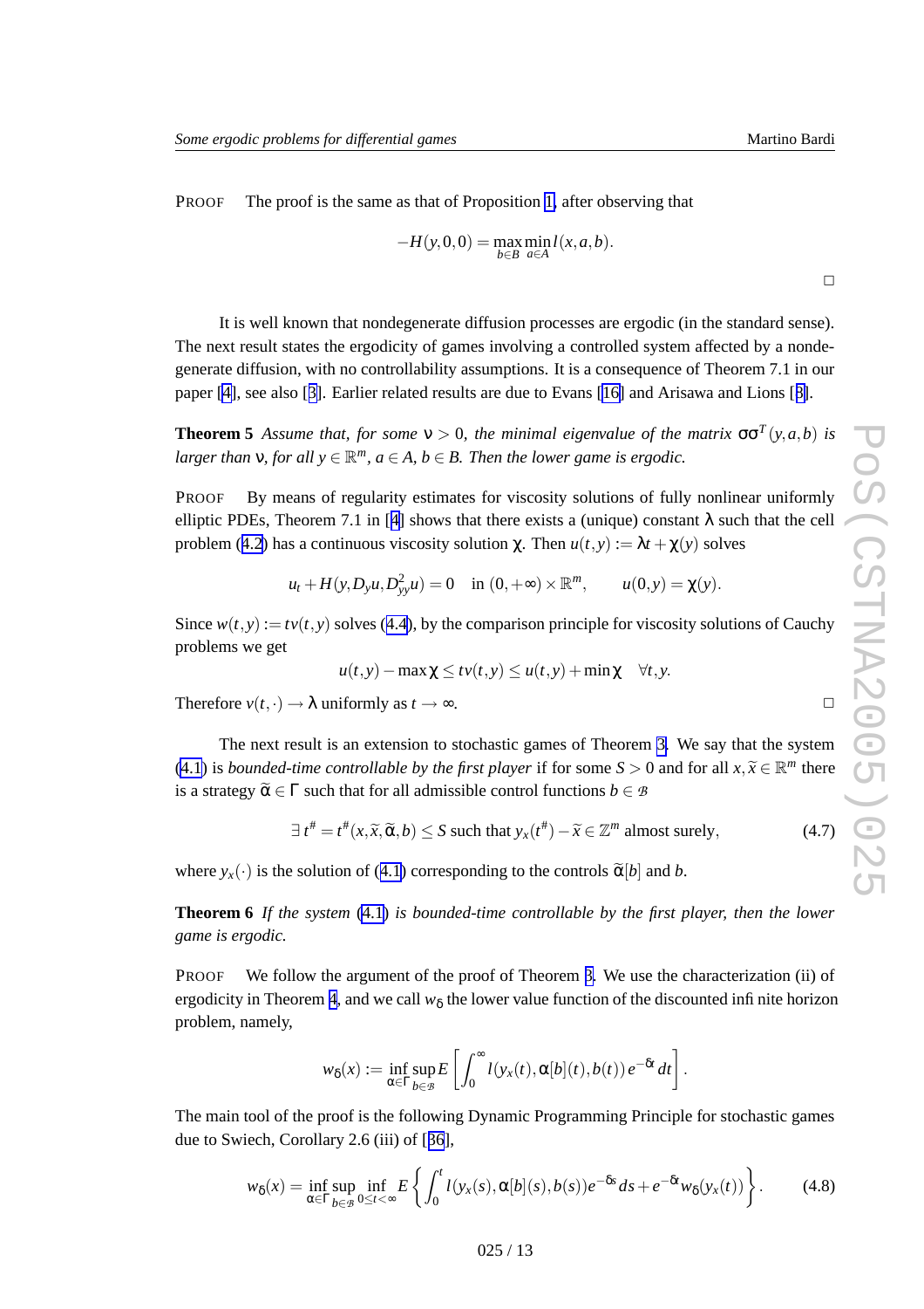PROOF The proof is the same as that of Proposition 1, after observing that

$$-H(y,0,0) = \max_{b\in B}\min_{a\in A} l(x,a,b).$$

$\square$

It is well known that nondegenerate diffusion processes are ergodic (in the standard sense). The next result states the ergodicity of games involving a controlled system affected by a nondegenerate diffusion, with no controllability assumptions. It is a consequence of Theorem 7.1 in our paper [4], see also [3]. Earlier related results are due to Evans [16] and Arisawa and Lions [8].

**Theorem 5** *Assume that, for some $\nu > 0$, the minimal eigenvalue of the matrix $\sigma\sigma^T(y,a,b)$ is larger than $\nu$, for all $y \in \mathbb{R}^m$, $a \in A$, $b \in B$. Then the lower game is ergodic.*

PROOF By means of regularity estimates for viscosity solutions of fully nonlinear uniformly elliptic PDEs, Theorem 7.1 in [4] shows that there exists a (unique) constant $\lambda$ such that the cell problem (4.2) has a continuous viscosity solution $\chi$. Then $u(t,y) := \lambda t + \chi(y)$ solves

$$u_t + H(y, D_y u, D^2_{yy} u) = 0 \quad \text{in } (0,+\infty)\times\mathbb{R}^m, \qquad u(0,y) = \chi(y).$$

Since $w(t,y) := tv(t,y)$ solves (4.4), by the comparison principle for viscosity solutions of Cauchy problems we get

$$u(t,y) - \max\chi \le tv(t,y) \le u(t,y) + \min\chi \quad \forall t,y.$$

Therefore $v(t,\cdot) \to \lambda$ uniformly as $t\to\infty$. $\square$

The next result is an extension to stochastic games of Theorem 3. We say that the system (4.1) is *bounded-time controllable by the first player* if for some $S > 0$ and for all $x, \widetilde{x} \in \mathbb{R}^m$ there is a strategy $\widetilde{\alpha} \in \Gamma$ such that for all admissible control functions $b \in \mathcal{B}$

$$\exists\, t^\# = t^\#(x,\widetilde{x},\widetilde{\alpha},b) \le S \text{ such that } y_x(t^\#) - \widetilde{x} \in \mathbb{Z}^m \text{ almost surely}, \tag{4.7}$$

where $y_x(\cdot)$ is the solution of (4.1) corresponding to the controls $\widetilde{\alpha}[b]$ and $b$.

**Theorem 6** *If the system (4.1) is bounded-time controllable by the first player, then the lower game is ergodic.*

PROOF We follow the argument of the proof of Theorem 3. We use the characterization (ii) of ergodicity in Theorem 4, and we call $w_\delta$ the lower value function of the discounted infinite horizon problem, namely,

$$w_\delta(x) := \inf_{\alpha\in\Gamma}\sup_{b\in\mathcal{B}} E\left[\int_0^\infty l(y_x(t), \alpha[b](t), b(t))\, e^{-\delta t}\, dt\right].$$

The main tool of the proof is the following Dynamic Programming Principle for stochastic games due to Swiech, Corollary 2.6 (iii) of [36],

$$w_\delta(x) = \inf_{\alpha\in\Gamma}\sup_{b\in\mathcal{B}}\inf_{0\le t<\infty} E\left\{\int_0^t l(y_x(s), \alpha[b](s), b(s)) e^{-\delta s}\, ds + e^{-\delta t} w_\delta(y_x(t))\right\}. \tag{4.8}$$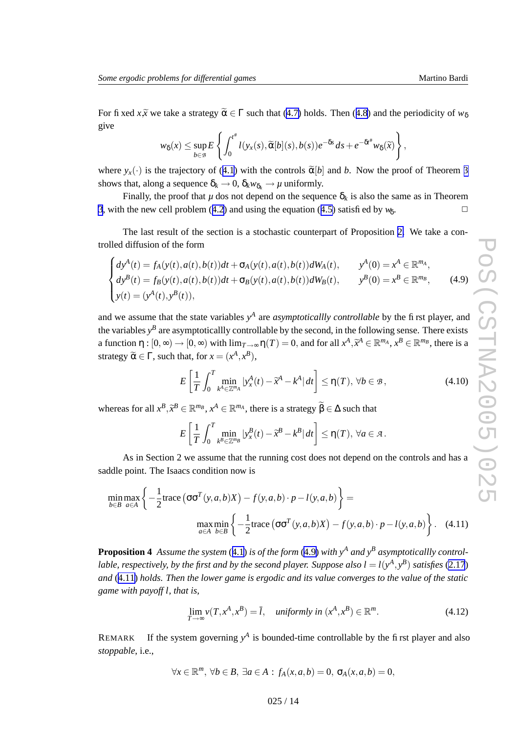For fixed $x, \tilde{x}$ we take a strategy $\tilde{\alpha} \in \Gamma$ such that (4.7) holds. Then (4.8) and the periodicity of $w_\delta$ give

$$w_\delta(x) \leq \sup_{b\in\mathcal{B}} E\left\{\int_0^{t^\#} l(y_x(s), \tilde{\alpha}[b](s), b(s))e^{-\delta s}\,ds + e^{-\delta t^\#} w_\delta(\tilde{x})\right\},$$

where $y_x(\cdot)$ is the trajectory of (4.1) with the controls $\tilde{\alpha}[b]$ and $b$. Now the proof of Theorem 3 shows that, along a sequence $\delta_k \to 0$, $\delta_k w_{\delta_k} \to \mu$ uniformly.

Finally, the proof that $\mu$ dos not depend on the sequence $\delta_k$ is also the same as in Theorem 3, with the new cell problem (4.2) and using the equation (4.5) satisfied by $w_\delta$. □

The last result of the section is a stochastic counterpart of Proposition 2. We take a controlled diffusion of the form

$$\begin{cases} dy^A(t) = f_A(y(t), a(t), b(t))dt + \sigma_A(y(t), a(t), b(t))dW_A(t), & y^A(0) = x^A \in \mathbb{R}^{m_A}, \\ dy^B(t) = f_B(y(t), a(t), b(t))dt + \sigma_B(y(t), a(t), b(t))dW_B(t), & y^B(0) = x^B \in \mathbb{R}^{m_B}, \\ y(t) = (y^A(t), y^B(t)), \end{cases} \tag{4.9}$$

and we assume that the state variables $y^A$ are *asymptoticallly controllable* by the first player, and the variables $y^B$ are asymptoticallly controllable by the second, in the following sense. There exists a function $\eta : [0,\infty) \to [0,\infty)$ with $\lim_{T\to\infty} \eta(T) = 0$, and for all $x^A, \tilde{x}^A \in \mathbb{R}^{m_A}$, $x^B \in \mathbb{R}^{m_B}$, there is a strategy $\tilde{\alpha} \in \Gamma$, such that, for $x = (x^A, x^B)$,

$$E\left[\frac{1}{T}\int_0^T \min_{k^A\in\mathbb{Z}^{m_A}} |y_x^A(t) - \tilde{x}^A - k^A|\,dt\right] \leq \eta(T),\ \forall b \in \mathcal{B}, \tag{4.10}$$

whereas for all $x^B, \tilde{x}^B \in \mathbb{R}^{m_B}$, $x^A \in \mathbb{R}^{m_A}$, there is a strategy $\tilde{\beta} \in \Delta$ such that

$$E\left[\frac{1}{T}\int_0^T \min_{k^B\in\mathbb{Z}^{m_B}} |y_x^B(t) - \tilde{x}^B - k^B|\,dt\right] \leq \eta(T),\ \forall a \in \mathcal{A}.$$

As in Section 2 we assume that the running cost does not depend on the controls and has a saddle point. The Isaacs condition now is

$$\min_{b\in B}\max_{a\in A}\left\{-\frac{1}{2}\mathrm{trace}\left(\sigma\sigma^T(y,a,b)X\right) - f(y,a,b)\cdot p - l(y,a,b)\right\} =$$
$$\max_{a\in A}\min_{b\in B}\left\{-\frac{1}{2}\mathrm{trace}\left(\sigma\sigma^T(y,a,b)X\right) - f(y,a,b)\cdot p - l(y,a,b)\right\}. \tag{4.11}$$

**Proposition 4** *Assume the system (4.1) is of the form (4.9) with $y^A$ and $y^B$ asymptoticallly controllable, respectively, by the first and by the second player. Suppose also $l = l(y^A, y^B)$ satisfies (2.17) and (4.11) holds. Then the lower game is ergodic and its value converges to the value of the static game with payoff $l$, that is,*

$$\lim_{T\to\infty} v(T, x^A, x^B) = \bar{l}, \quad \textit{uniformly in } (x^A, x^B) \in \mathbb{R}^m. \tag{4.12}$$

REMARK  If the system governing $y^A$ is bounded-time controllable by the first player and also *stoppable*, i.e.,

$$\forall x \in \mathbb{R}^m,\ \forall b \in B,\ \exists a \in A:\ f_A(x,a,b) = 0,\ \sigma_A(x,a,b) = 0,$$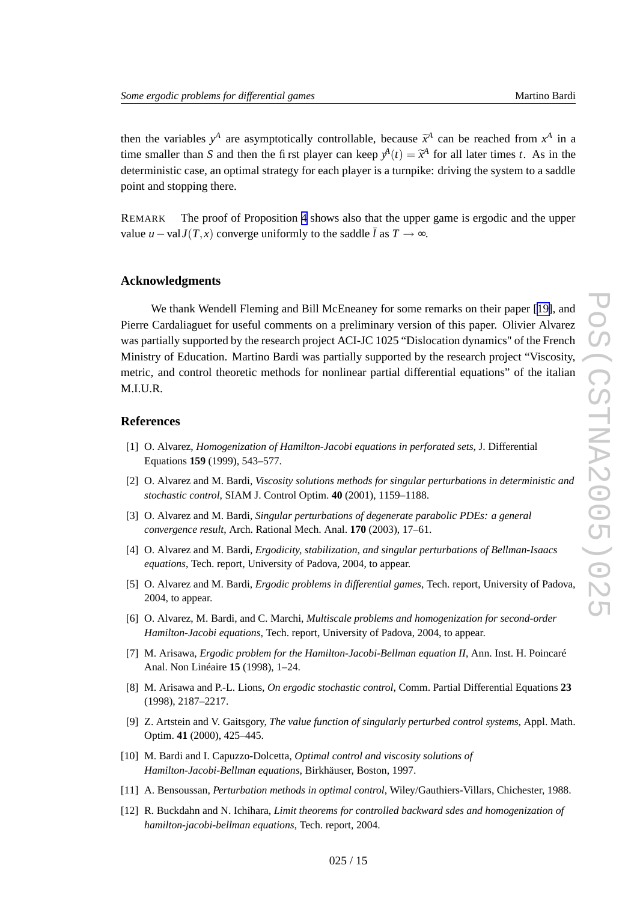then the variables $y^A$ are asymptotically controllable, because $\widetilde{x}^A$ can be reached from $x^A$ in a time smaller than $S$ and then the first player can keep $y^A(t) = \widetilde{x}^A$ for all later times $t$. As in the deterministic case, an optimal strategy for each player is a turnpike: driving the system to a saddle point and stopping there.

REMARK The proof of Proposition 4 shows also that the upper game is ergodic and the upper value $u-\mathrm{val}\,J(T,x)$ converge uniformly to the saddle $\bar{l}$ as $T \to \infty$.

## Acknowledgments

We thank Wendell Fleming and Bill McEneaney for some remarks on their paper [19], and Pierre Cardaliaguet for useful comments on a preliminary version of this paper. Olivier Alvarez was partially supported by the research project ACI-JC 1025 "Dislocation dynamics" of the French Ministry of Education. Martino Bardi was partially supported by the research project "Viscosity, metric, and control theoretic methods for nonlinear partial differential equations" of the italian M.I.U.R.

## References

[1] O. Alvarez, *Homogenization of Hamilton-Jacobi equations in perforated sets*, J. Differential Equations **159** (1999), 543–577.

[2] O. Alvarez and M. Bardi, *Viscosity solutions methods for singular perturbations in deterministic and stochastic control*, SIAM J. Control Optim. **40** (2001), 1159–1188.

[3] O. Alvarez and M. Bardi, *Singular perturbations of degenerate parabolic PDEs: a general convergence result*, Arch. Rational Mech. Anal. **170** (2003), 17–61.

[4] O. Alvarez and M. Bardi, *Ergodicity, stabilization, and singular perturbations of Bellman-Isaacs equations*, Tech. report, University of Padova, 2004, to appear.

[5] O. Alvarez and M. Bardi, *Ergodic problems in differential games*, Tech. report, University of Padova, 2004, to appear.

[6] O. Alvarez, M. Bardi, and C. Marchi, *Multiscale problems and homogenization for second-order Hamilton-Jacobi equations*, Tech. report, University of Padova, 2004, to appear.

[7] M. Arisawa, *Ergodic problem for the Hamilton-Jacobi-Bellman equation II*, Ann. Inst. H. Poincaré Anal. Non Linéaire **15** (1998), 1–24.

[8] M. Arisawa and P.-L. Lions, *On ergodic stochastic control*, Comm. Partial Differential Equations **23** (1998), 2187–2217.

[9] Z. Artstein and V. Gaitsgory, *The value function of singularly perturbed control systems*, Appl. Math. Optim. **41** (2000), 425–445.

[10] M. Bardi and I. Capuzzo-Dolcetta, *Optimal control and viscosity solutions of Hamilton-Jacobi-Bellman equations*, Birkhäuser, Boston, 1997.

[11] A. Bensoussan, *Perturbation methods in optimal control*, Wiley/Gauthiers-Villars, Chichester, 1988.

[12] R. Buckdahn and N. Ichihara, *Limit theorems for controlled backward sdes and homogenization of hamilton-jacobi-bellman equations*, Tech. report, 2004.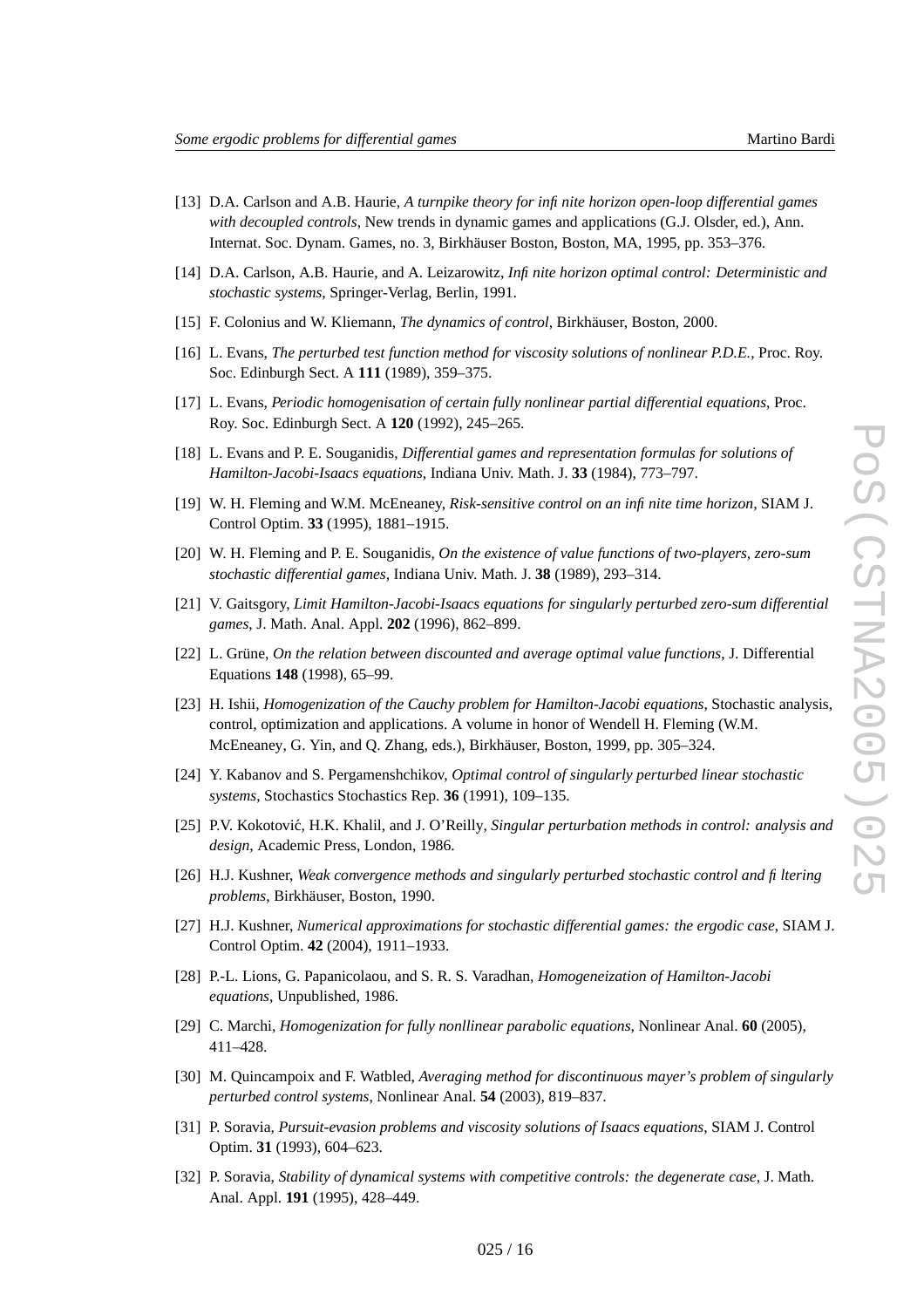[13] D.A. Carlson and A.B. Haurie, *A turnpike theory for infinite horizon open-loop differential games with decoupled controls*, New trends in dynamic games and applications (G.J. Olsder, ed.), Ann. Internat. Soc. Dynam. Games, no. 3, Birkhäuser Boston, Boston, MA, 1995, pp. 353–376.

[14] D.A. Carlson, A.B. Haurie, and A. Leizarowitz, *Infinite horizon optimal control: Deterministic and stochastic systems*, Springer-Verlag, Berlin, 1991.

[15] F. Colonius and W. Kliemann, *The dynamics of control*, Birkhäuser, Boston, 2000.

[16] L. Evans, *The perturbed test function method for viscosity solutions of nonlinear P.D.E.*, Proc. Roy. Soc. Edinburgh Sect. A **111** (1989), 359–375.

[17] L. Evans, *Periodic homogenisation of certain fully nonlinear partial differential equations*, Proc. Roy. Soc. Edinburgh Sect. A **120** (1992), 245–265.

[18] L. Evans and P. E. Souganidis, *Differential games and representation formulas for solutions of Hamilton-Jacobi-Isaacs equations*, Indiana Univ. Math. J. **33** (1984), 773–797.

[19] W. H. Fleming and W.M. McEneaney, *Risk-sensitive control on an infinite time horizon*, SIAM J. Control Optim. **33** (1995), 1881–1915.

[20] W. H. Fleming and P. E. Souganidis, *On the existence of value functions of two-players, zero-sum stochastic differential games*, Indiana Univ. Math. J. **38** (1989), 293–314.

[21] V. Gaitsgory, *Limit Hamilton-Jacobi-Isaacs equations for singularly perturbed zero-sum differential games*, J. Math. Anal. Appl. **202** (1996), 862–899.

[22] L. Grüne, *On the relation between discounted and average optimal value functions*, J. Differential Equations **148** (1998), 65–99.

[23] H. Ishii, *Homogenization of the Cauchy problem for Hamilton-Jacobi equations*, Stochastic analysis, control, optimization and applications. A volume in honor of Wendell H. Fleming (W.M. McEneaney, G. Yin, and Q. Zhang, eds.), Birkhäuser, Boston, 1999, pp. 305–324.

[24] Y. Kabanov and S. Pergamenshchikov, *Optimal control of singularly perturbed linear stochastic systems*, Stochastics Stochastics Rep. **36** (1991), 109–135.

[25] P.V. Kokotović, H.K. Khalil, and J. O'Reilly, *Singular perturbation methods in control: analysis and design*, Academic Press, London, 1986.

[26] H.J. Kushner, *Weak convergence methods and singularly perturbed stochastic control and filtering problems*, Birkhäuser, Boston, 1990.

[27] H.J. Kushner, *Numerical approximations for stochastic differential games: the ergodic case*, SIAM J. Control Optim. **42** (2004), 1911–1933.

[28] P.-L. Lions, G. Papanicolaou, and S. R. S. Varadhan, *Homogeneization of Hamilton-Jacobi equations*, Unpublished, 1986.

[29] C. Marchi, *Homogenization for fully nonllinear parabolic equations*, Nonlinear Anal. **60** (2005), 411–428.

[30] M. Quincampoix and F. Watbled, *Averaging method for discontinuous mayer's problem of singularly perturbed control systems*, Nonlinear Anal. **54** (2003), 819–837.

[31] P. Soravia, *Pursuit-evasion problems and viscosity solutions of Isaacs equations*, SIAM J. Control Optim. **31** (1993), 604–623.

[32] P. Soravia, *Stability of dynamical systems with competitive controls: the degenerate case*, J. Math. Anal. Appl. **191** (1995), 428–449.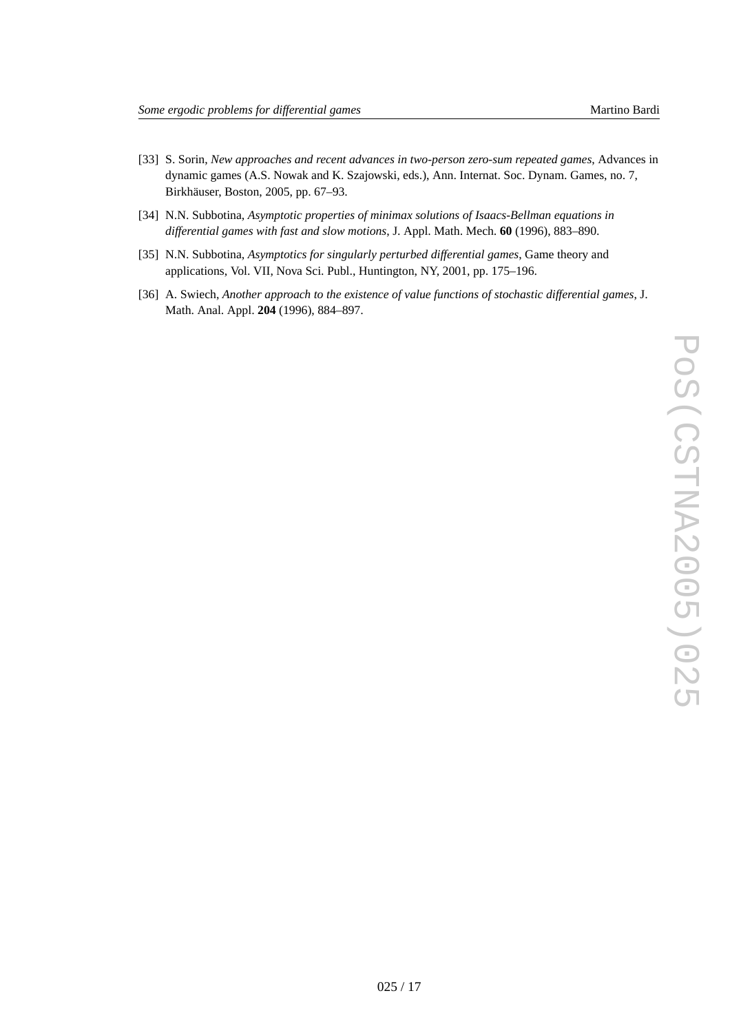[33] S. Sorin, *New approaches and recent advances in two-person zero-sum repeated games*, Advances in dynamic games (A.S. Nowak and K. Szajowski, eds.), Ann. Internat. Soc. Dynam. Games, no. 7, Birkhäuser, Boston, 2005, pp. 67–93.

[34] N.N. Subbotina, *Asymptotic properties of minimax solutions of Isaacs-Bellman equations in differential games with fast and slow motions*, J. Appl. Math. Mech. **60** (1996), 883–890.

[35] N.N. Subbotina, *Asymptotics for singularly perturbed differential games*, Game theory and applications, Vol. VII, Nova Sci. Publ., Huntington, NY, 2001, pp. 175–196.

[36] A. Swiech, *Another approach to the existence of value functions of stochastic differential games*, J. Math. Anal. Appl. **204** (1996), 884–897.